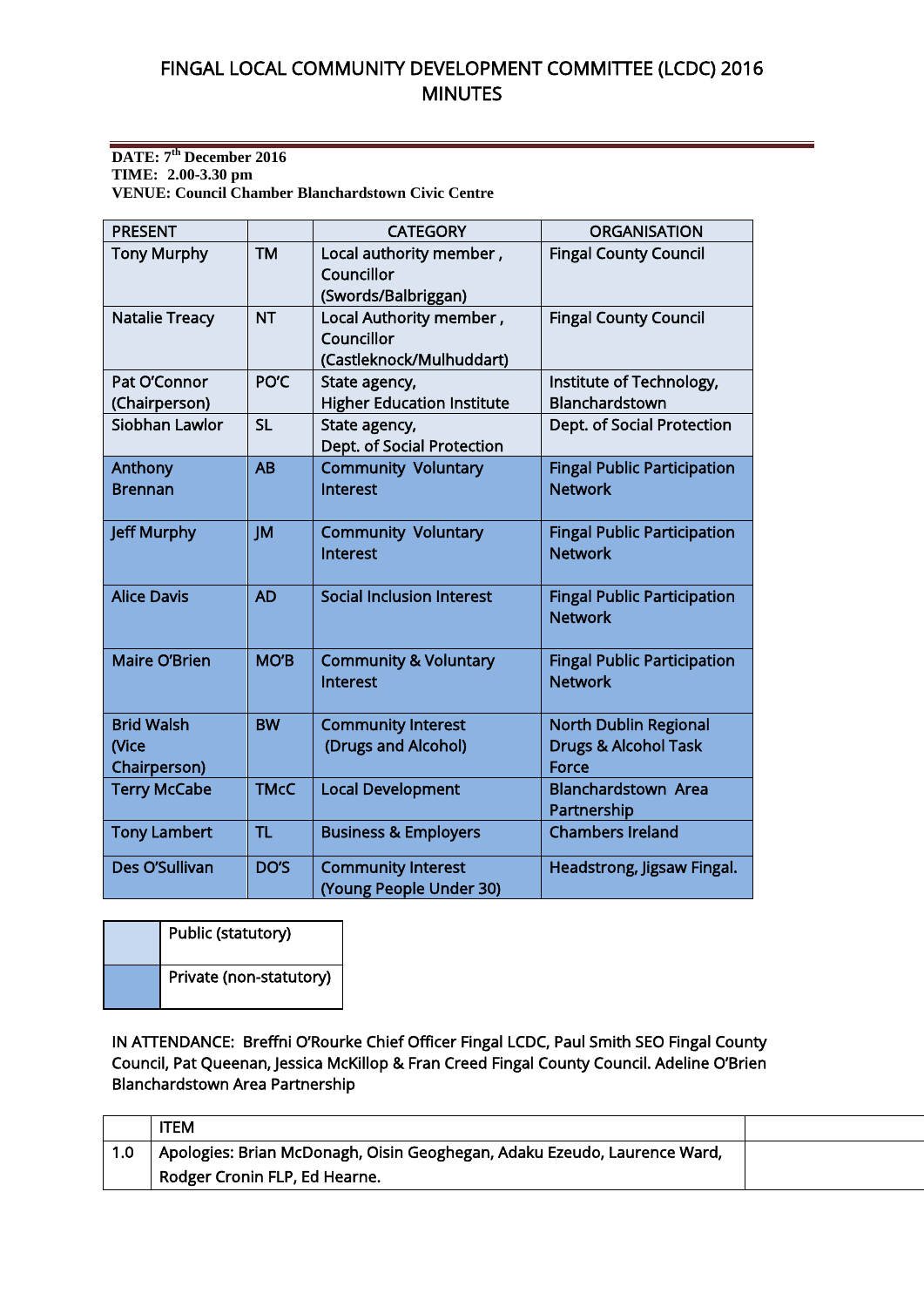# FINGAL LOCAL COMMUNITY DEVELOPMENT COMMITTEE (LCDC) 2016 MINUTES

**DATE: 7th December 2016**
**TIME: 2.00-3.30 pm**
**VENUE: Council Chamber Blanchardstown Civic Centre**

| PRESENT | | CATEGORY | ORGANISATION |
|---|---|---|---|
| Tony Murphy | TM | Local authority member , Councillor (Swords/Balbriggan) | Fingal County Council |
| Natalie Treacy | NT | Local Authority member , Councillor (Castleknock/Mulhuddart) | Fingal County Council |
| Pat O'Connor (Chairperson) | PO'C | State agency, Higher Education Institute | Institute of Technology, Blanchardstown |
| Siobhan Lawlor | SL | State agency, Dept. of Social Protection | Dept. of Social Protection |
| Anthony Brennan | AB | Community Voluntary Interest | Fingal Public Participation Network |
| Jeff Murphy | JM | Community Voluntary Interest | Fingal Public Participation Network |
| Alice Davis | AD | Social Inclusion Interest | Fingal Public Participation Network |
| Maire O'Brien | MO'B | Community & Voluntary Interest | Fingal Public Participation Network |
| Brid Walsh (Vice Chairperson) | BW | Community Interest (Drugs and Alcohol) | North Dublin Regional Drugs & Alcohol Task Force |
| Terry McCabe | TMcC | Local Development | Blanchardstown Area Partnership |
| Tony Lambert | TL | Business & Employers | Chambers Ireland |
| Des O'Sullivan | DO'S | Community Interest (Young People Under 30) | Headstrong, Jigsaw Fingal. |

| | |
|---|---|
| | Public (statutory) |
| | Private (non-statutory) |

IN ATTENDANCE: Breffni O'Rourke Chief Officer Fingal LCDC, Paul Smith SEO Fingal County Council, Pat Queenan, Jessica McKillop & Fran Creed Fingal County Council. Adeline O'Brien Blanchardstown Area Partnership

| | ITEM | |
|---|---|---|
| 1.0 | Apologies: Brian McDonagh, Oisin Geoghegan, Adaku Ezeudo, Laurence Ward, Rodger Cronin FLP, Ed Hearne. | |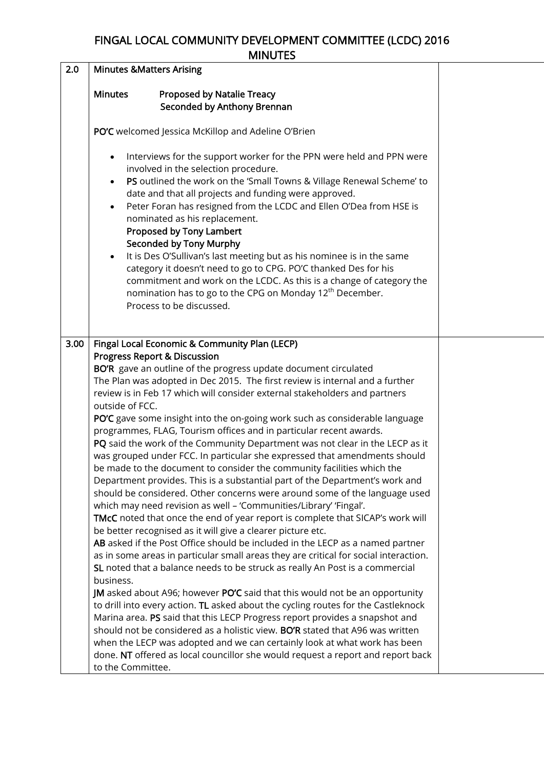# FINGAL LOCAL COMMUNITY DEVELOPMENT COMMITTEE (LCDC) 2016 MINUTES

| | | |
|---|---|---|
| 2.0 | **Minutes &Matters Arising**<br><br>**Minutes** **Proposed by Natalie Treacy**<br>**Seconded by Anthony Brennan**<br><br>**PO'C** welcomed Jessica McKillop and Adeline O'Brien<br><br>• Interviews for the support worker for the PPN were held and PPN were involved in the selection procedure.<br>• **PS** outlined the work on the 'Small Towns & Village Renewal Scheme' to date and that all projects and funding were approved.<br>• Peter Foran has resigned from the LCDC and Ellen O'Dea from HSE is nominated as his replacement.<br>**Proposed by Tony Lambert**<br>**Seconded by Tony Murphy**<br>• It is Des O'Sullivan's last meeting but as his nominee is in the same category it doesn't need to go to CPG. PO'C thanked Des for his commitment and work on the LCDC. As this is a change of category the nomination has to go to the CPG on Monday 12th December.<br>Process to be discussed. | |
| 3.00 | **Fingal Local Economic & Community Plan (LECP)**<br>**Progress Report & Discussion**<br>**BO'R** gave an outline of the progress update document circulated<br>The Plan was adopted in Dec 2015. The first review is internal and a further review is in Feb 17 which will consider external stakeholders and partners outside of FCC.<br>**PO'C** gave some insight into the on-going work such as considerable language programmes, FLAG, Tourism offices and in particular recent awards.<br>**PQ** said the work of the Community Department was not clear in the LECP as it was grouped under FCC. In particular she expressed that amendments should be made to the document to consider the community facilities which the Department provides. This is a substantial part of the Department's work and should be considered. Other concerns were around some of the language used which may need revision as well – 'Communities/Library' 'Fingal'.<br>**TMcC** noted that once the end of year report is complete that SICAP's work will be better recognised as it will give a clearer picture etc.<br>**AB** asked if the Post Office should be included in the LECP as a named partner as in some areas in particular small areas they are critical for social interaction.<br>**SL** noted that a balance needs to be struck as really An Post is a commercial business.<br>**JM** asked about A96; however **PO'C** said that this would not be an opportunity to drill into every action. **TL** asked about the cycling routes for the Castleknock Marina area. **PS** said that this LECP Progress report provides a snapshot and should not be considered as a holistic view. **BO'R** stated that A96 was written when the LECP was adopted and we can certainly look at what work has been done. **NT** offered as local councillor she would request a report and report back to the Committee. | |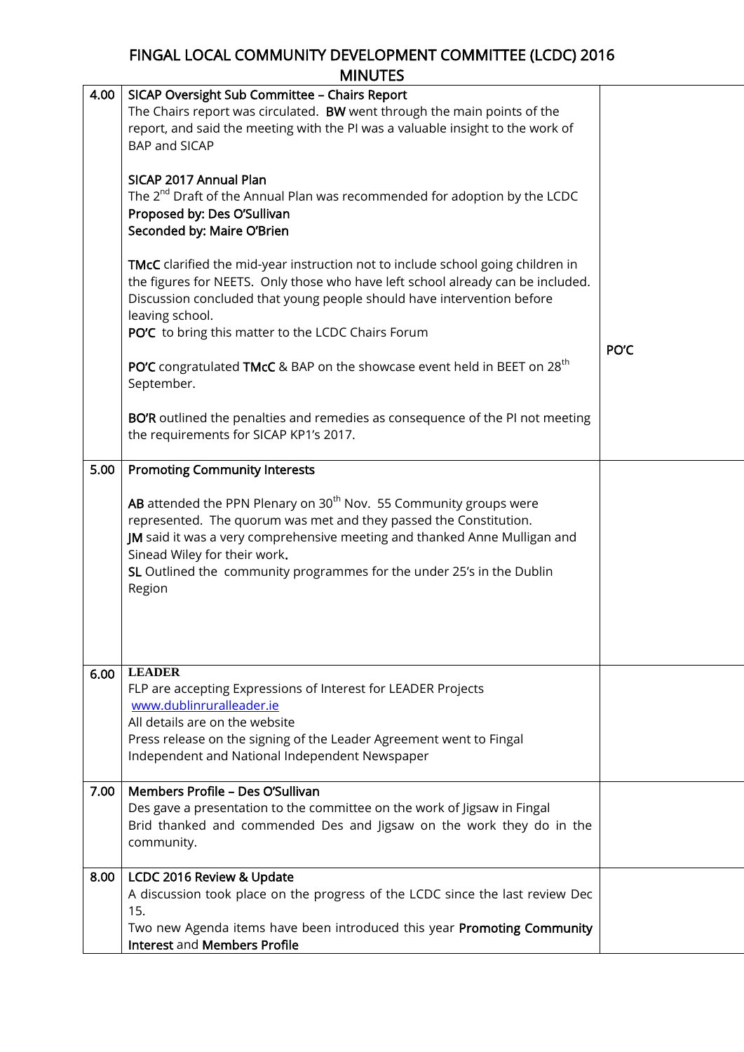# FINGAL LOCAL COMMUNITY DEVELOPMENT COMMITTEE (LCDC) 2016 MINUTES

| | | |
|---|---|---|
| 4.00 | **SICAP Oversight Sub Committee – Chairs Report**<br>The Chairs report was circulated. **BW** went through the main points of the report, and said the meeting with the PI was a valuable insight to the work of BAP and SICAP<br><br>**SICAP 2017 Annual Plan**<br>The 2nd Draft of the Annual Plan was recommended for adoption by the LCDC<br>**Proposed by: Des O'Sullivan**<br>**Seconded by: Maire O'Brien**<br><br>**TMcC** clarified the mid-year instruction not to include school going children in the figures for NEETS. Only those who have left school already can be included. Discussion concluded that young people should have intervention before leaving school.<br>**PO'C** to bring this matter to the LCDC Chairs Forum<br><br>**PO'C** congratulated **TMcC** & BAP on the showcase event held in BEET on 28th September.<br><br>**BO'R** outlined the penalties and remedies as consequence of the PI not meeting the requirements for SICAP KP1's 2017. | **PO'C** |
| 5.00 | **Promoting Community Interests**<br><br>**AB** attended the PPN Plenary on 30th Nov. 55 Community groups were represented. The quorum was met and they passed the Constitution.<br>**JM** said it was a very comprehensive meeting and thanked Anne Mulligan and Sinead Wiley for their work.<br>**SL** Outlined the community programmes for the under 25's in the Dublin Region | |
| 6.00 | **LEADER**<br>FLP are accepting Expressions of Interest for LEADER Projects<br>www.dublinruralleader.ie<br>All details are on the website<br>Press release on the signing of the Leader Agreement went to Fingal Independent and National Independent Newspaper | |
| 7.00 | **Members Profile – Des O'Sullivan**<br>Des gave a presentation to the committee on the work of Jigsaw in Fingal<br>Brid thanked and commended Des and Jigsaw on the work they do in the community. | |
| 8.00 | **LCDC 2016 Review & Update**<br>A discussion took place on the progress of the LCDC since the last review Dec 15.<br>Two new Agenda items have been introduced this year **Promoting Community Interest** and **Members Profile** | |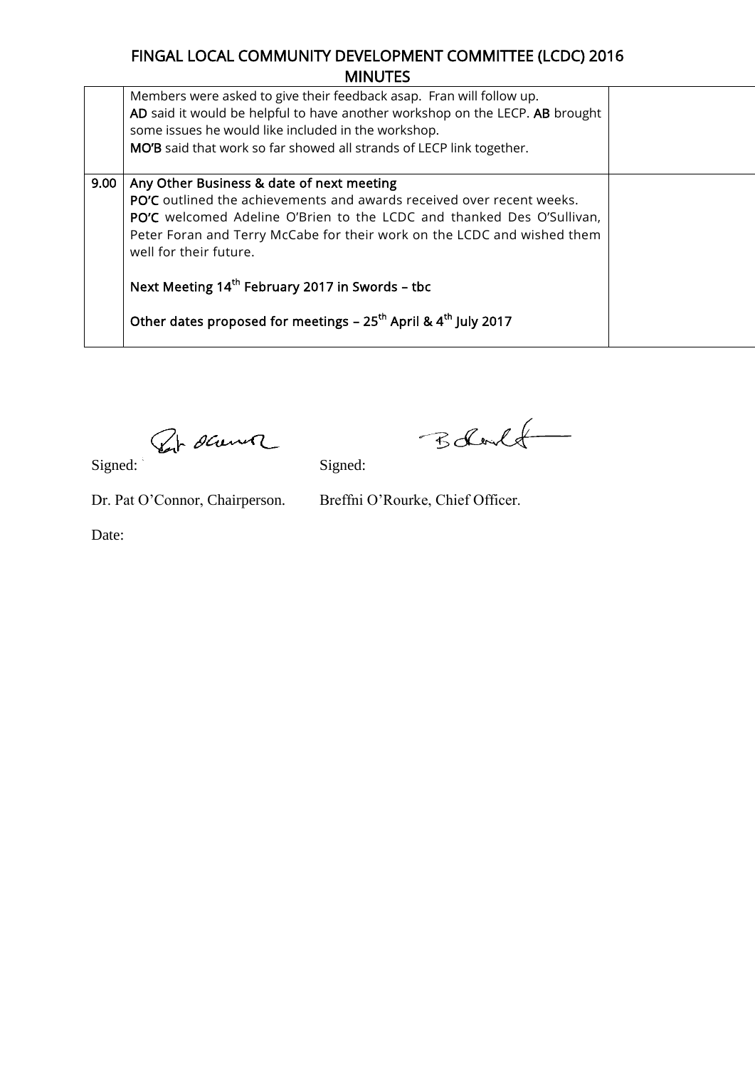| | | |
|---|---|---|
| | Members were asked to give their feedback asap. Fran will follow up.<br>**AD** said it would be helpful to have another workshop on the LECP. **AB** brought some issues he would like included in the workshop.<br>**MO'B** said that work so far showed all strands of LECP link together. | |
| 9.00 | **Any Other Business & date of next meeting**<br>**PO'C** outlined the achievements and awards received over recent weeks.<br>**PO'C** welcomed Adeline O'Brien to the LCDC and thanked Des O'Sullivan, Peter Foran and Terry McCabe for their work on the LCDC and wished them well for their future.<br><br>**Next Meeting 14th February 2017 in Swords – tbc**<br><br>**Other dates proposed for meetings – 25th April & 4th July 2017** | |

Signed: Signed:

Dr. Pat O'Connor, Chairperson. Breffni O'Rourke, Chief Officer.

Date: